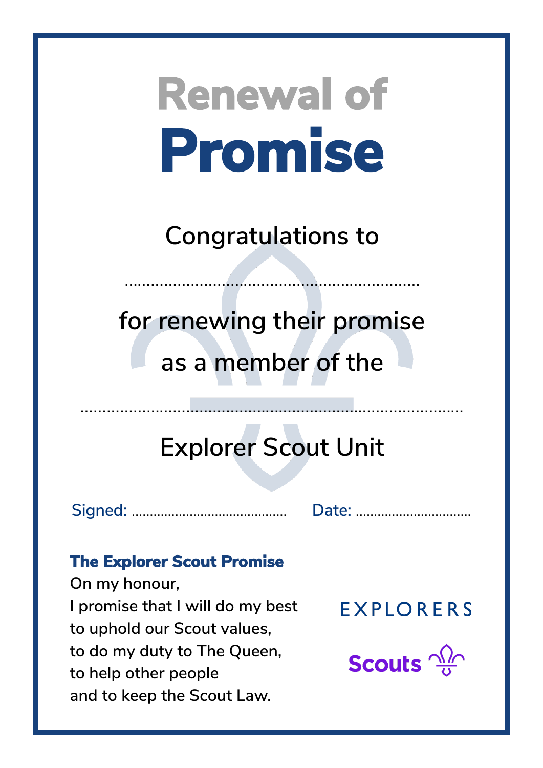# Renewal of Promise

Congratulations to

..................................................................

for renewing their promise

as a member of the

....................................................................................

Explorer Scout Unit

Signed: ......................................... Date: ...............................

**The Explorer Scout Promise**

On my honour,
I promise that I will do my best
to uphold our Scout values,
to do my duty to The Queen,
to help other people
and to keep the Scout Law.

EXPLORERS

Scouts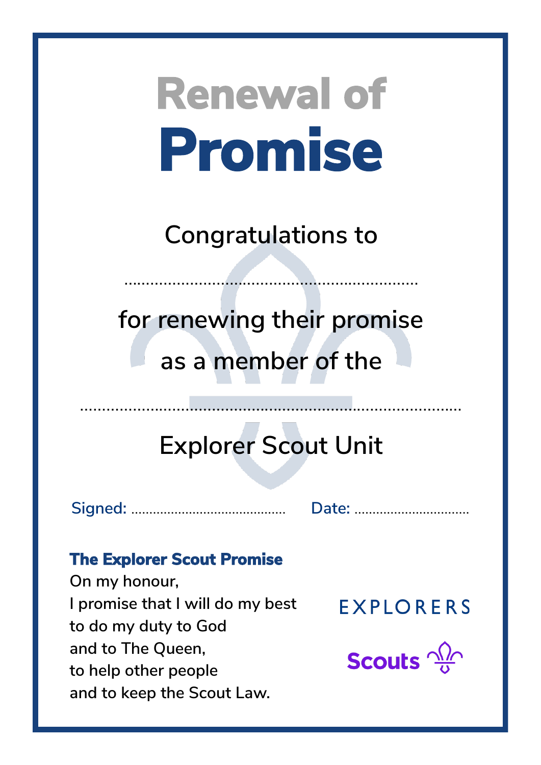# Renewal of Promise

Congratulations to

..................................................................

for renewing their promise

as a member of the

......................................................................................

Explorer Scout Unit

Signed: ..........................................  Date: ................................

**The Explorer Scout Promise**

On my honour,
I promise that I will do my best
to do my duty to God
and to The Queen,
to help other people
and to keep the Scout Law.

EXPLORERS

Scouts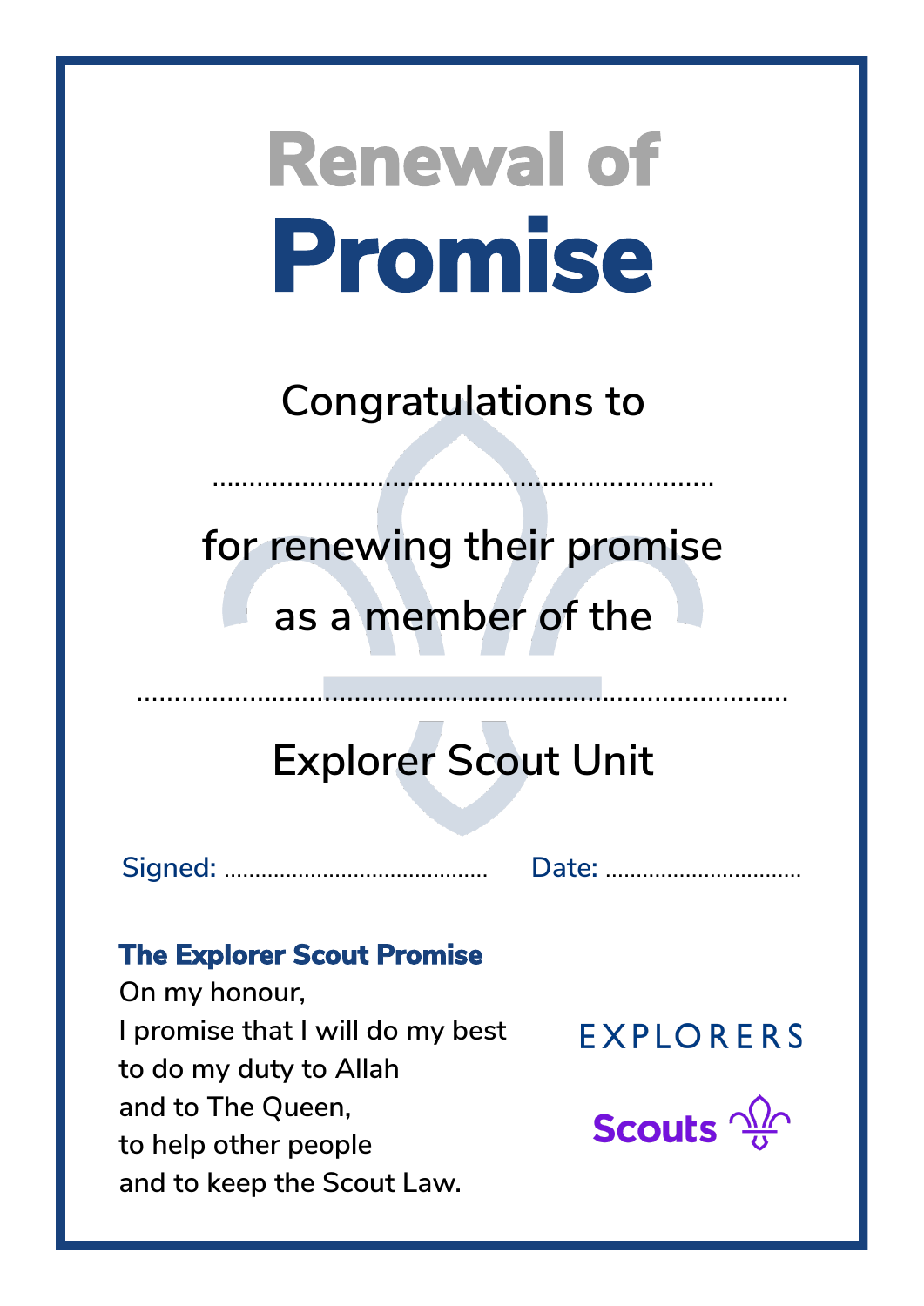# Renewal of Promise

Congratulations to

.................................................................

for renewing their promise

as a member of the

.....................................................................................

Explorer Scout Unit

Signed: ..........................................    Date: ...............................

**The Explorer Scout Promise**

On my honour,
I promise that I will do my best
to do my duty to Allah
and to The Queen,
to help other people
and to keep the Scout Law.

EXPLORERS

Scouts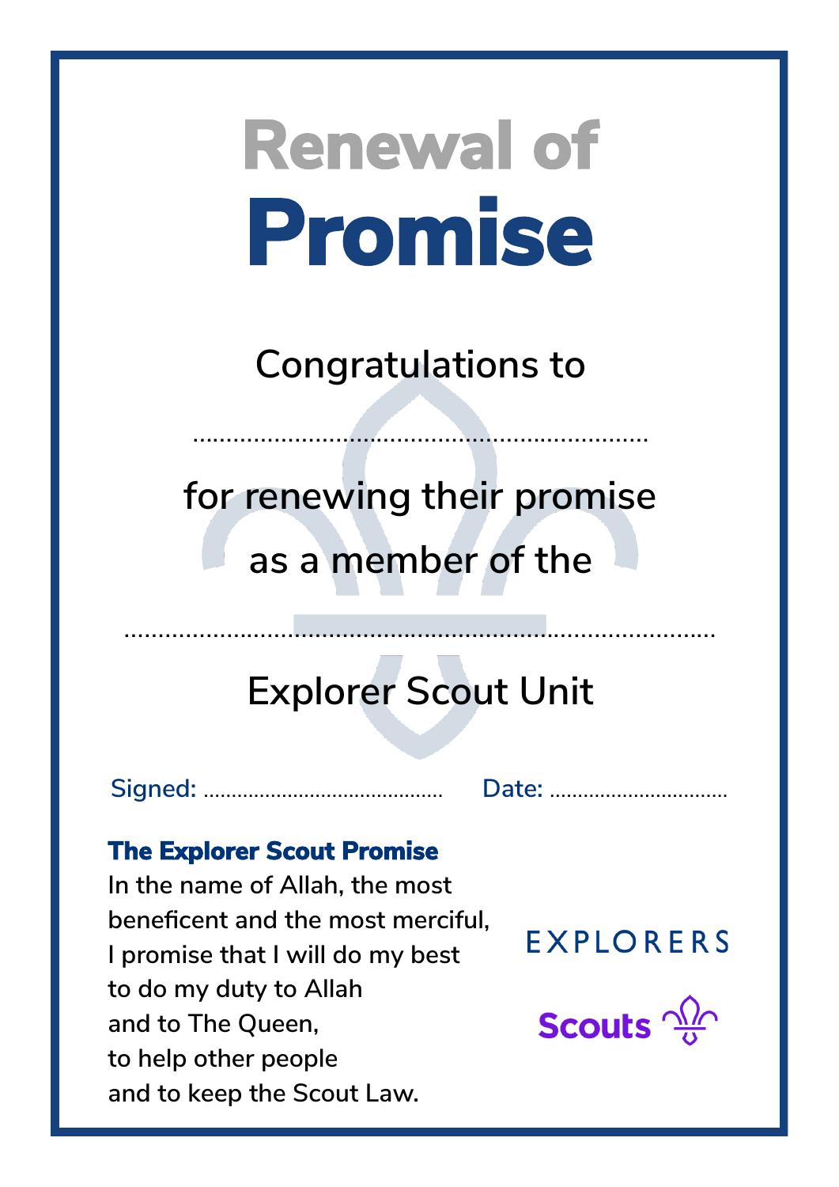# Renewal of Promise

Congratulations to

.................................................................

for renewing their promise

as a member of the

.....................................................................................

Explorer Scout Unit

Signed: ..........................................  Date: ................................

**The Explorer Scout Promise**

In the name of Allah, the most
beneficent and the most merciful,
I promise that I will do my best
to do my duty to Allah
and to The Queen,
to help other people
and to keep the Scout Law.

EXPLORERS

Scouts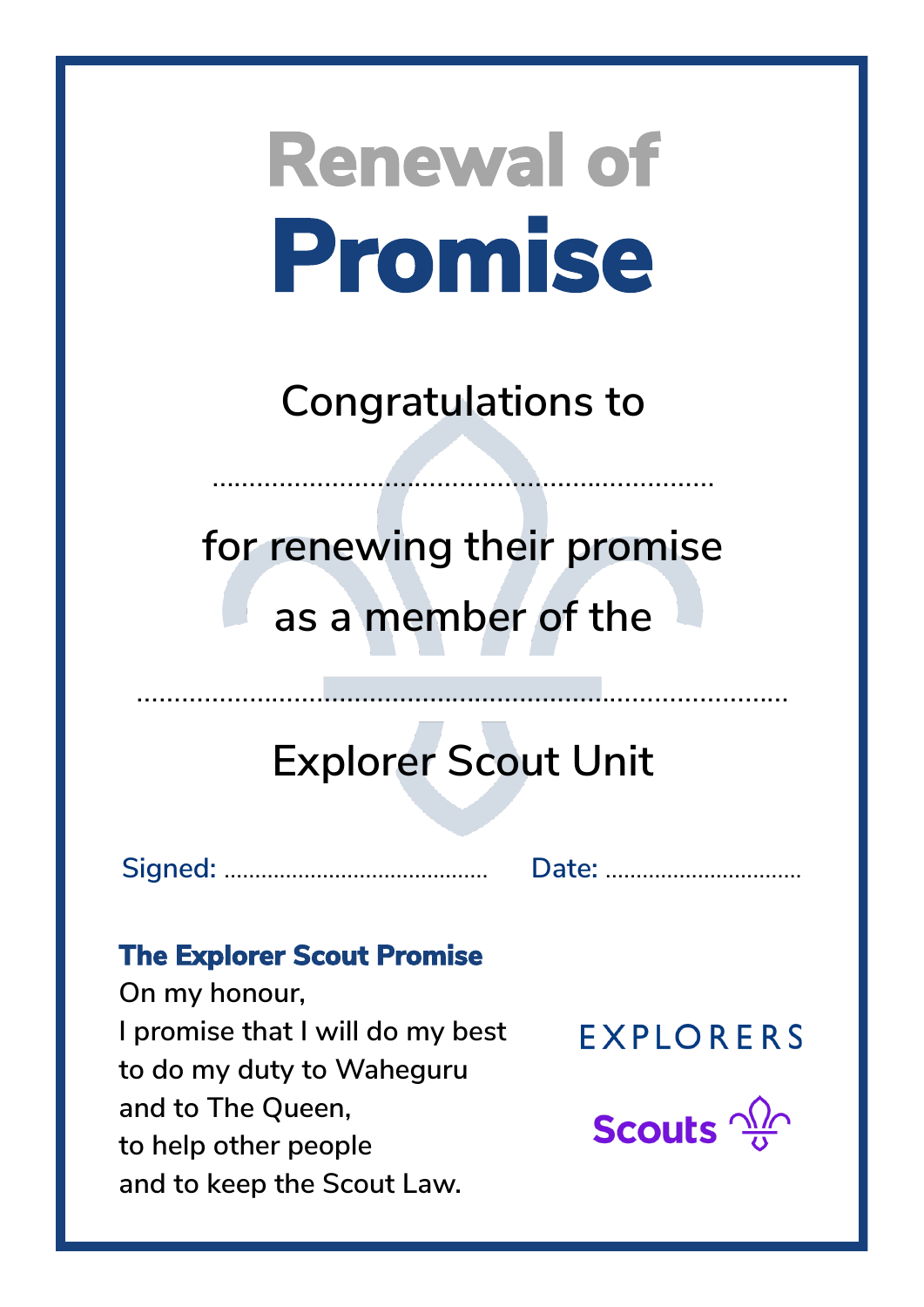# Renewal of Promise

Congratulations to

....................................................................

for renewing their promise

as a member of the

......................................................................................

Explorer Scout Unit

Signed: ..........................................  Date: ................................

**The Explorer Scout Promise**

On my honour,
I promise that I will do my best
to do my duty to Waheguru
and to The Queen,
to help other people
and to keep the Scout Law.

EXPLORERS

Scouts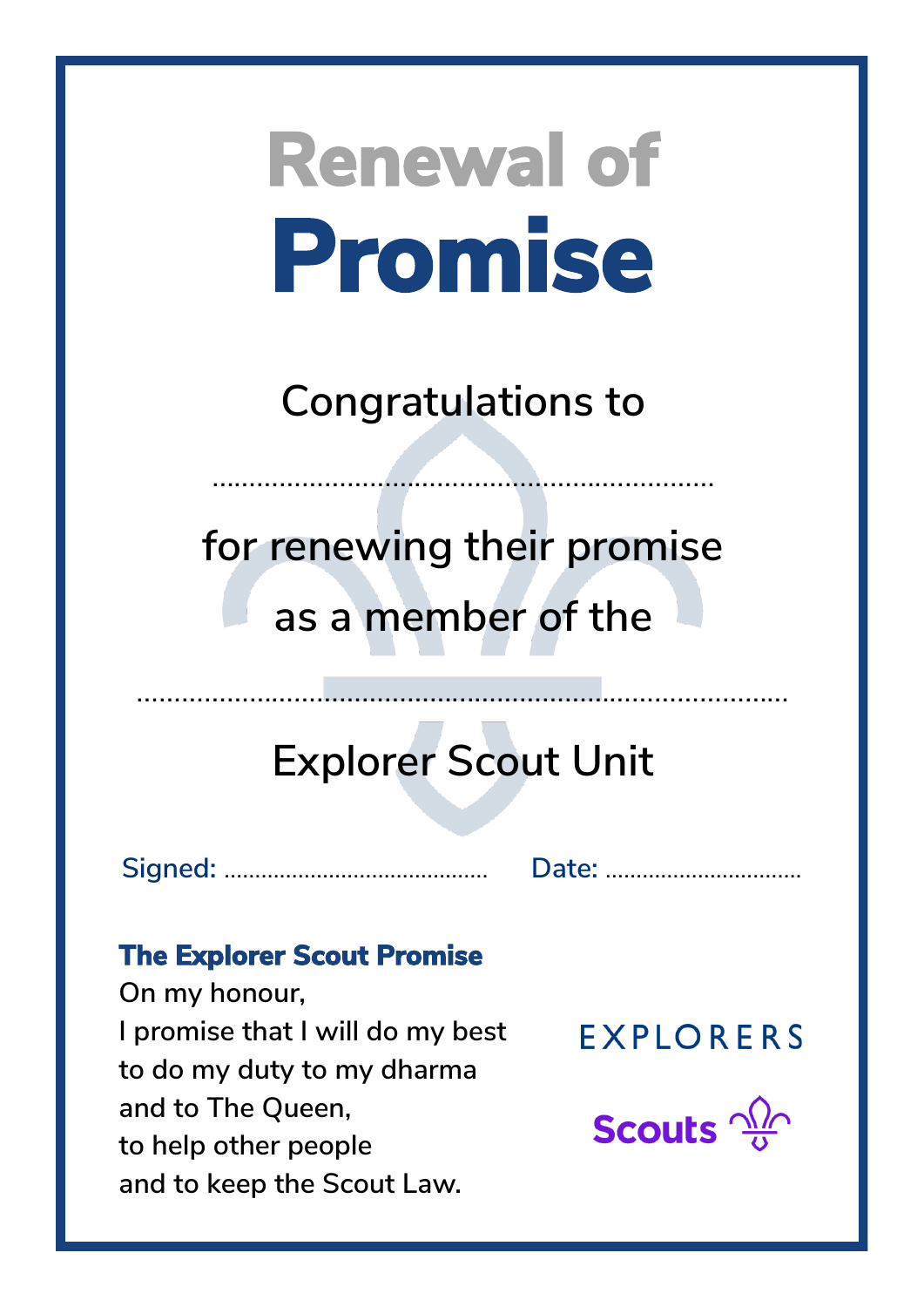# Renewal of Promise

Congratulations to

..................................................................

for renewing their promise

as a member of the

.....................................................................................

Explorer Scout Unit

Signed: .......................................... Date: ................................

**The Explorer Scout Promise**

On my honour,
I promise that I will do my best
to do my duty to my dharma
and to The Queen,
to help other people
and to keep the Scout Law.

EXPLORERS

Scouts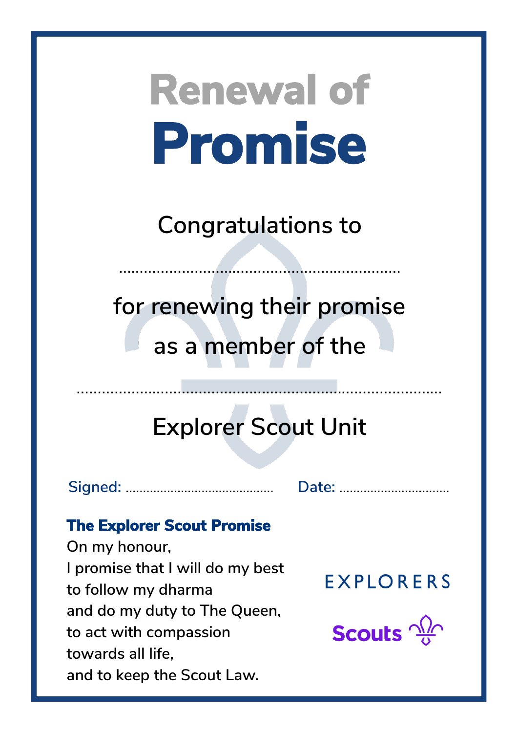# Renewal of Promise

Congratulations to

...................................................................

for renewing their promise

as a member of the

.....................................................................................

Explorer Scout Unit

Signed: .......................................... Date: ................................

**The Explorer Scout Promise**

On my honour,
I promise that I will do my best
to follow my dharma
and do my duty to The Queen,
to act with compassion
towards all life,
and to keep the Scout Law.

EXPLORERS

Scouts